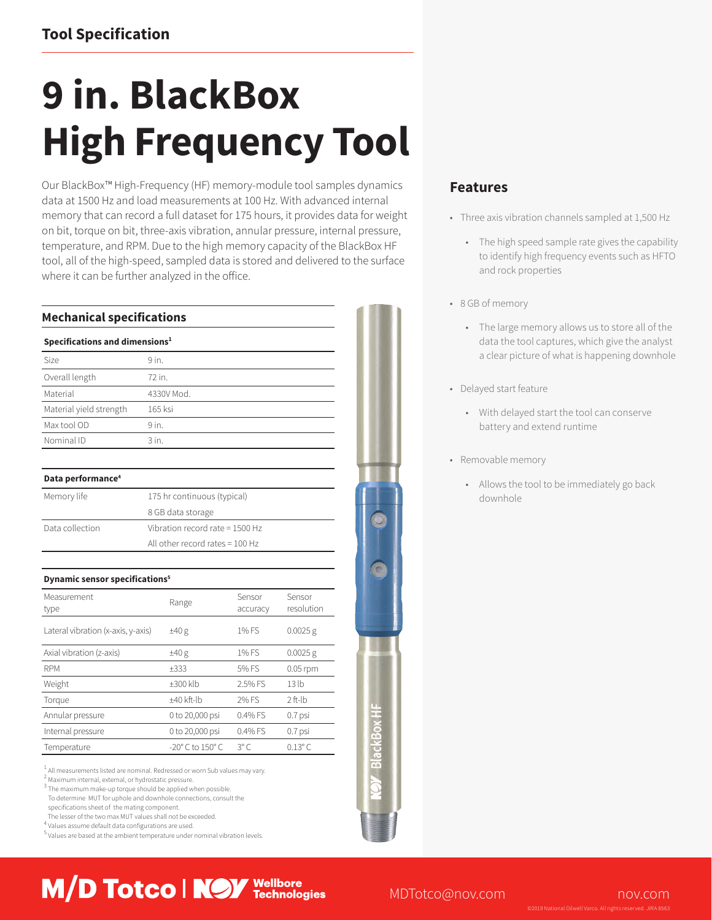Tool Specification

# 9 in. BlackBox High Frequency Tool

Our BlackBox™ High-Frequency (HF) memory-module tool samples dynamics data at 1500 Hz and load measurements at 100 Hz. With advanced internal memory that can record a full dataset for 175 hours, it provides data for weight on bit, torque on bit, three-axis vibration, annular pressure, internal pressure, temperature, and RPM. Due to the high memory capacity of the BlackBox HF tool, all of the high-speed, sampled data is stored and delivered to the surface where it can be further analyzed in the office.

## Mechanical specifications

### Specifications and dimensions[1]

| | |
|---|---|
| Size | 9 in. |
| Overall length | 72 in. |
| Material | 4330V Mod. |
| Material yield strength | 165 ksi |
| Max tool OD | 9 in. |
| Nominal ID | 3 in. |

### Data performance[4]

| | |
|---|---|
| Memory life | 175 hr continuous (typical) |
| | 8 GB data storage |
| Data collection | Vibration record rate = 1500 Hz |
| | All other record rates = 100 Hz |

### Dynamic sensor specifications[5]

| Measurement type | Range | Sensor accuracy | Sensor resolution |
|---|---|---|---|
| Lateral vibration (x-axis, y-axis) | ±40 g | 1% FS | 0.0025 g |
| Axial vibration (z-axis) | ±40 g | 1% FS | 0.0025 g |
| RPM | ±333 | 5% FS | 0.05 rpm |
| Weight | ±300 klb | 2.5% FS | 13 lb |
| Torque | ±40 kft-lb | 2% FS | 2 ft-lb |
| Annular pressure | 0 to 20,000 psi | 0.4% FS | 0.7 psi |
| Internal pressure | 0 to 20,000 psi | 0.4% FS | 0.7 psi |
| Temperature | -20° C to 150° C | 3° C | 0.13° C |

[1] All measurements listed are nominal. Redressed or worn Sub values may vary.
[2] Maximum internal, external, or hydrostatic pressure.
[3] The maximum make-up torque should be applied when possible. To determine MUT for uphole and downhole connections, consult the specifications sheet of the mating component. The lesser of the two max MUT values shall not be exceeded.
[4] Values assume default data configurations are used.
[5] Values are based at the ambient temperature under nominal vibration levels.

## Features

- Three axis vibration channels sampled at 1,500 Hz
  - The high speed sample rate gives the capability to identify high frequency events such as HFTO and rock properties
- 8 GB of memory
  - The large memory allows us to store all of the data the tool captures, which give the analyst a clear picture of what is happening downhole
- Delayed start feature
  - With delayed start the tool can conserve battery and extend runtime
- Removable memory
  - Allows the tool to be immediately go back downhole

M/D Totco | NOV Wellbore Technologies

MDTotco@nov.com

nov.com

©2019 National Oilwell Varco. All rights reserved. JIRA 8563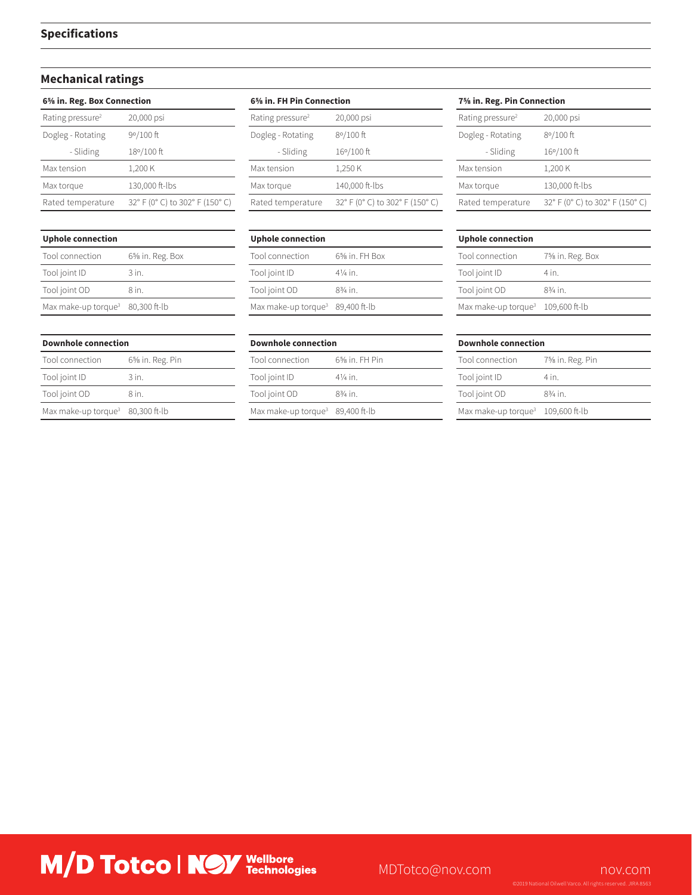## Specifications

### Mechanical ratings

#### 6⅝ in. Reg. Box Connection

| | |
|---|---|
| Rating pressure[2] | 20,000 psi |
| Dogleg - Rotating | 9°/100 ft |
| - Sliding | 18°/100 ft |
| Max tension | 1,200 K |
| Max torque | 130,000 ft-lbs |
| Rated temperature | 32° F (0° C) to 302° F (150° C) |

| Uphole connection | |
|---|---|
| Tool connection | 6⅝ in. Reg. Box |
| Tool joint ID | 3 in. |
| Tool joint OD | 8 in. |
| Max make-up torque[3] | 80,300 ft-lb |

| Downhole connection | |
|---|---|
| Tool connection | 6⅝ in. Reg. Pin |
| Tool joint ID | 3 in. |
| Tool joint OD | 8 in. |
| Max make-up torque[3] | 80,300 ft-lb |

#### 6⅝ in. FH Pin Connection

| | |
|---|---|
| Rating pressure[2] | 20,000 psi |
| Dogleg - Rotating | 8°/100 ft |
| - Sliding | 16°/100 ft |
| Max tension | 1,250 K |
| Max torque | 140,000 ft-lbs |
| Rated temperature | 32° F (0° C) to 302° F (150° C) |

| Uphole connection | |
|---|---|
| Tool connection | 6⅝ in. FH Box |
| Tool joint ID | 4¼ in. |
| Tool joint OD | 8¾ in. |
| Max make-up torque[3] | 89,400 ft-lb |

| Downhole connection | |
|---|---|
| Tool connection | 6⅝ in. FH Pin |
| Tool joint ID | 4¼ in. |
| Tool joint OD | 8¾ in. |
| Max make-up torque[3] | 89,400 ft-lb |

#### 7⅝ in. Reg. Pin Connection

| | |
|---|---|
| Rating pressure[2] | 20,000 psi |
| Dogleg - Rotating | 8°/100 ft |
| - Sliding | 16°/100 ft |
| Max tension | 1,200 K |
| Max torque | 130,000 ft-lbs |
| Rated temperature | 32° F (0° C) to 302° F (150° C) |

| Uphole connection | |
|---|---|
| Tool connection | 7⅝ in. Reg. Box |
| Tool joint ID | 4 in. |
| Tool joint OD | 8¾ in. |
| Max make-up torque[3] | 109,600 ft-lb |

| Downhole connection | |
|---|---|
| Tool connection | 7⅝ in. Reg. Pin |
| Tool joint ID | 4 in. |
| Tool joint OD | 8¾ in. |
| Max make-up torque[3] | 109,600 ft-lb |

M/D Totco | NOV Wellbore Technologies

MDTotco@nov.com

nov.com

©2019 National Oilwell Varco. All rights reserved. JIRA 8563